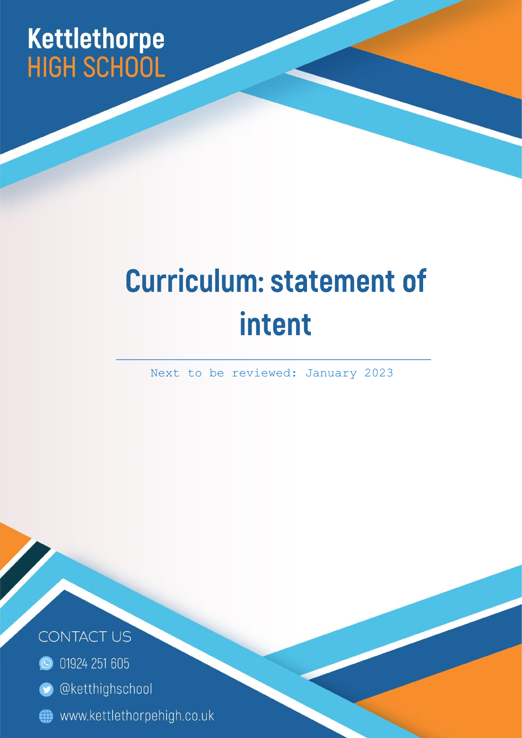Kettlethorpe
HIGH SCHOOL

# Curriculum: statement of intent

Next to be reviewed: January 2023

CONTACT US

01924 251 605

@ketthighschool

www.kettlethorpehigh.co.uk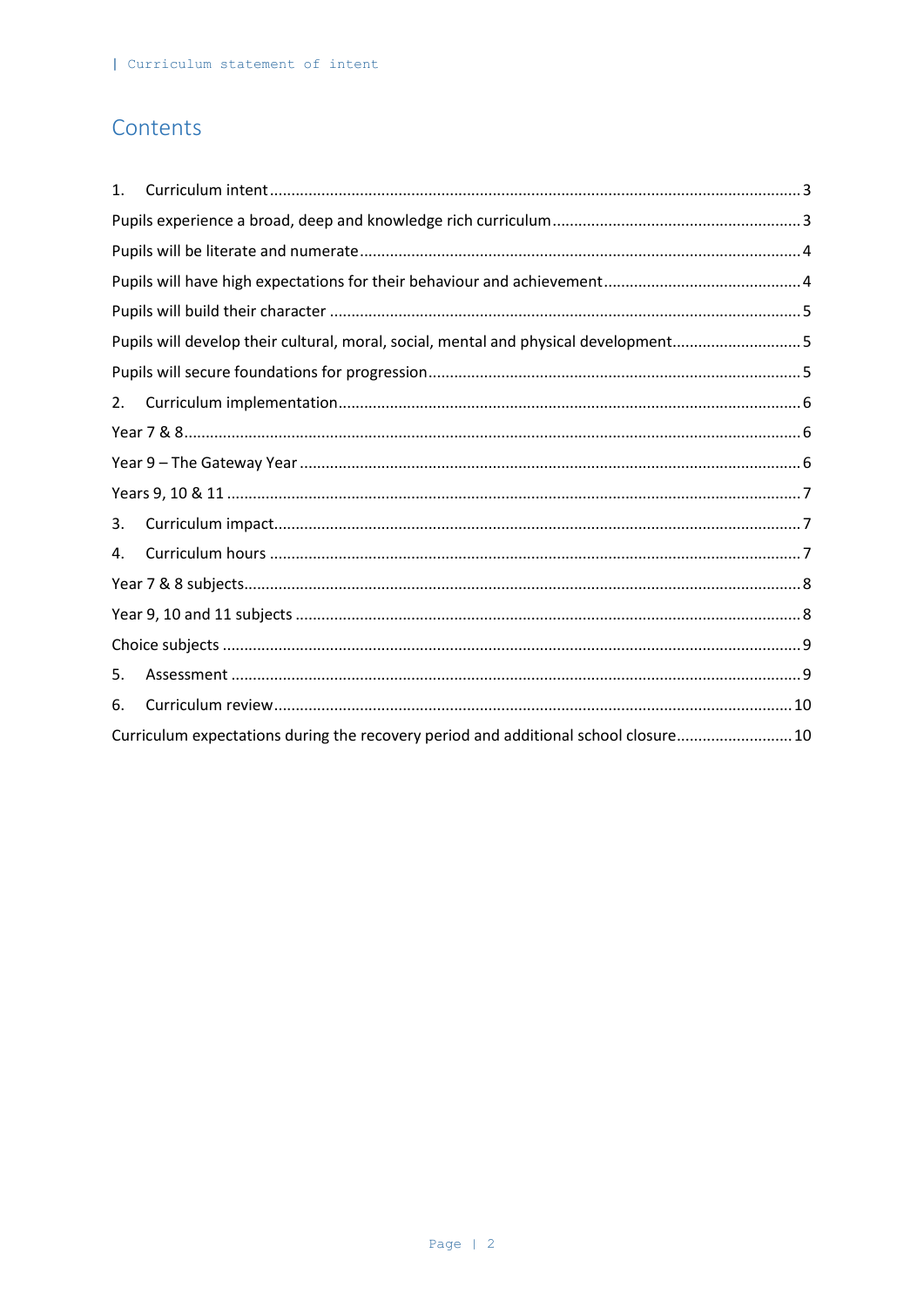## Contents

1. Curriculum intent ........................................................................................................................ 3

Pupils experience a broad, deep and knowledge rich curriculum ....................................................... 3

Pupils will be literate and numerate ..................................................................................................... 4

Pupils will have high expectations for their behaviour and achievement ............................................ 4

Pupils will build their character ............................................................................................................ 5

Pupils will develop their cultural, moral, social, mental and physical development ............................ 5

Pupils will secure foundations for progression ..................................................................................... 5

2. Curriculum implementation .......................................................................................................... 6

Year 7 & 8 ............................................................................................................................................. 6

Year 9 – The Gateway Year ................................................................................................................... 6

Years 9, 10 & 11 .................................................................................................................................... 7

3. Curriculum impact ........................................................................................................................ 7

4. Curriculum hours .......................................................................................................................... 7

Year 7 & 8 subjects ............................................................................................................................... 8

Year 9, 10 and 11 subjects .................................................................................................................... 8

Choice subjects ..................................................................................................................................... 9

5. Assessment .................................................................................................................................. 9

6. Curriculum review ....................................................................................................................... 10

Curriculum expectations during the recovery period and additional school closure .......................... 10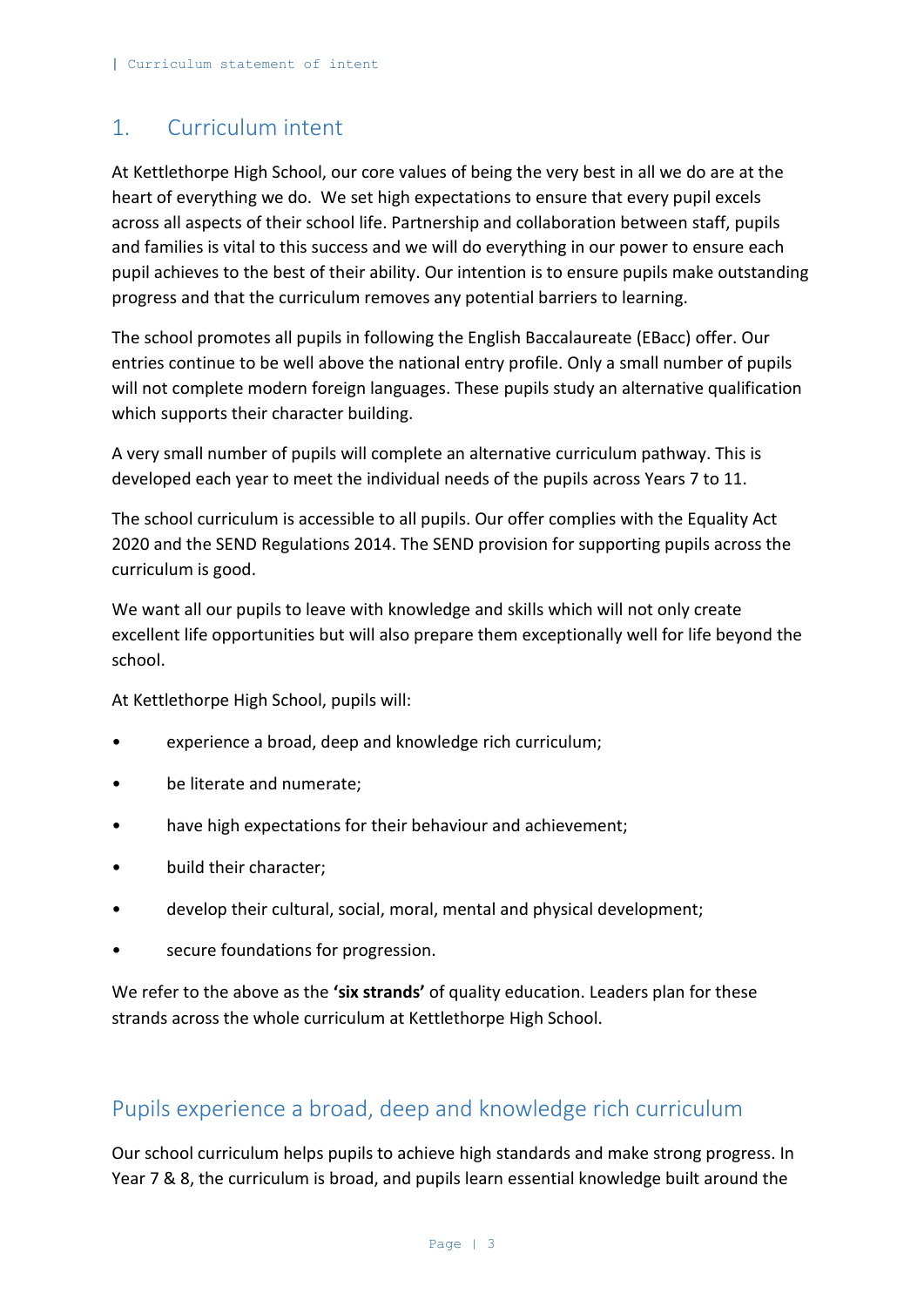## 1. Curriculum intent

At Kettlethorpe High School, our core values of being the very best in all we do are at the heart of everything we do. We set high expectations to ensure that every pupil excels across all aspects of their school life. Partnership and collaboration between staff, pupils and families is vital to this success and we will do everything in our power to ensure each pupil achieves to the best of their ability. Our intention is to ensure pupils make outstanding progress and that the curriculum removes any potential barriers to learning.

The school promotes all pupils in following the English Baccalaureate (EBacc) offer. Our entries continue to be well above the national entry profile. Only a small number of pupils will not complete modern foreign languages. These pupils study an alternative qualification which supports their character building.

A very small number of pupils will complete an alternative curriculum pathway. This is developed each year to meet the individual needs of the pupils across Years 7 to 11.

The school curriculum is accessible to all pupils. Our offer complies with the Equality Act 2020 and the SEND Regulations 2014. The SEND provision for supporting pupils across the curriculum is good.

We want all our pupils to leave with knowledge and skills which will not only create excellent life opportunities but will also prepare them exceptionally well for life beyond the school.

At Kettlethorpe High School, pupils will:

- experience a broad, deep and knowledge rich curriculum;
- be literate and numerate;
- have high expectations for their behaviour and achievement;
- build their character;
- develop their cultural, social, moral, mental and physical development;
- secure foundations for progression.

We refer to the above as the **'six strands'** of quality education. Leaders plan for these strands across the whole curriculum at Kettlethorpe High School.

### Pupils experience a broad, deep and knowledge rich curriculum

Our school curriculum helps pupils to achieve high standards and make strong progress. In Year 7 & 8, the curriculum is broad, and pupils learn essential knowledge built around the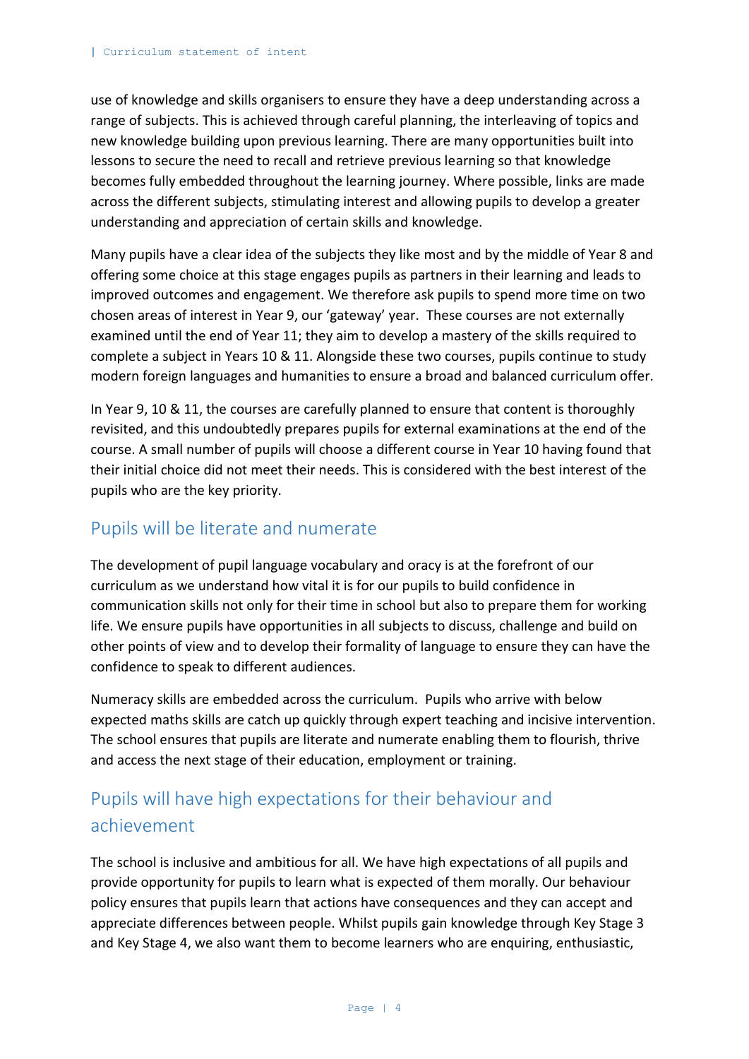use of knowledge and skills organisers to ensure they have a deep understanding across a range of subjects. This is achieved through careful planning, the interleaving of topics and new knowledge building upon previous learning. There are many opportunities built into lessons to secure the need to recall and retrieve previous learning so that knowledge becomes fully embedded throughout the learning journey. Where possible, links are made across the different subjects, stimulating interest and allowing pupils to develop a greater understanding and appreciation of certain skills and knowledge.

Many pupils have a clear idea of the subjects they like most and by the middle of Year 8 and offering some choice at this stage engages pupils as partners in their learning and leads to improved outcomes and engagement. We therefore ask pupils to spend more time on two chosen areas of interest in Year 9, our 'gateway' year. These courses are not externally examined until the end of Year 11; they aim to develop a mastery of the skills required to complete a subject in Years 10 & 11. Alongside these two courses, pupils continue to study modern foreign languages and humanities to ensure a broad and balanced curriculum offer.

In Year 9, 10 & 11, the courses are carefully planned to ensure that content is thoroughly revisited, and this undoubtedly prepares pupils for external examinations at the end of the course. A small number of pupils will choose a different course in Year 10 having found that their initial choice did not meet their needs. This is considered with the best interest of the pupils who are the key priority.

## Pupils will be literate and numerate

The development of pupil language vocabulary and oracy is at the forefront of our curriculum as we understand how vital it is for our pupils to build confidence in communication skills not only for their time in school but also to prepare them for working life. We ensure pupils have opportunities in all subjects to discuss, challenge and build on other points of view and to develop their formality of language to ensure they can have the confidence to speak to different audiences.

Numeracy skills are embedded across the curriculum. Pupils who arrive with below expected maths skills are catch up quickly through expert teaching and incisive intervention. The school ensures that pupils are literate and numerate enabling them to flourish, thrive and access the next stage of their education, employment or training.

## Pupils will have high expectations for their behaviour and achievement

The school is inclusive and ambitious for all. We have high expectations of all pupils and provide opportunity for pupils to learn what is expected of them morally. Our behaviour policy ensures that pupils learn that actions have consequences and they can accept and appreciate differences between people. Whilst pupils gain knowledge through Key Stage 3 and Key Stage 4, we also want them to become learners who are enquiring, enthusiastic,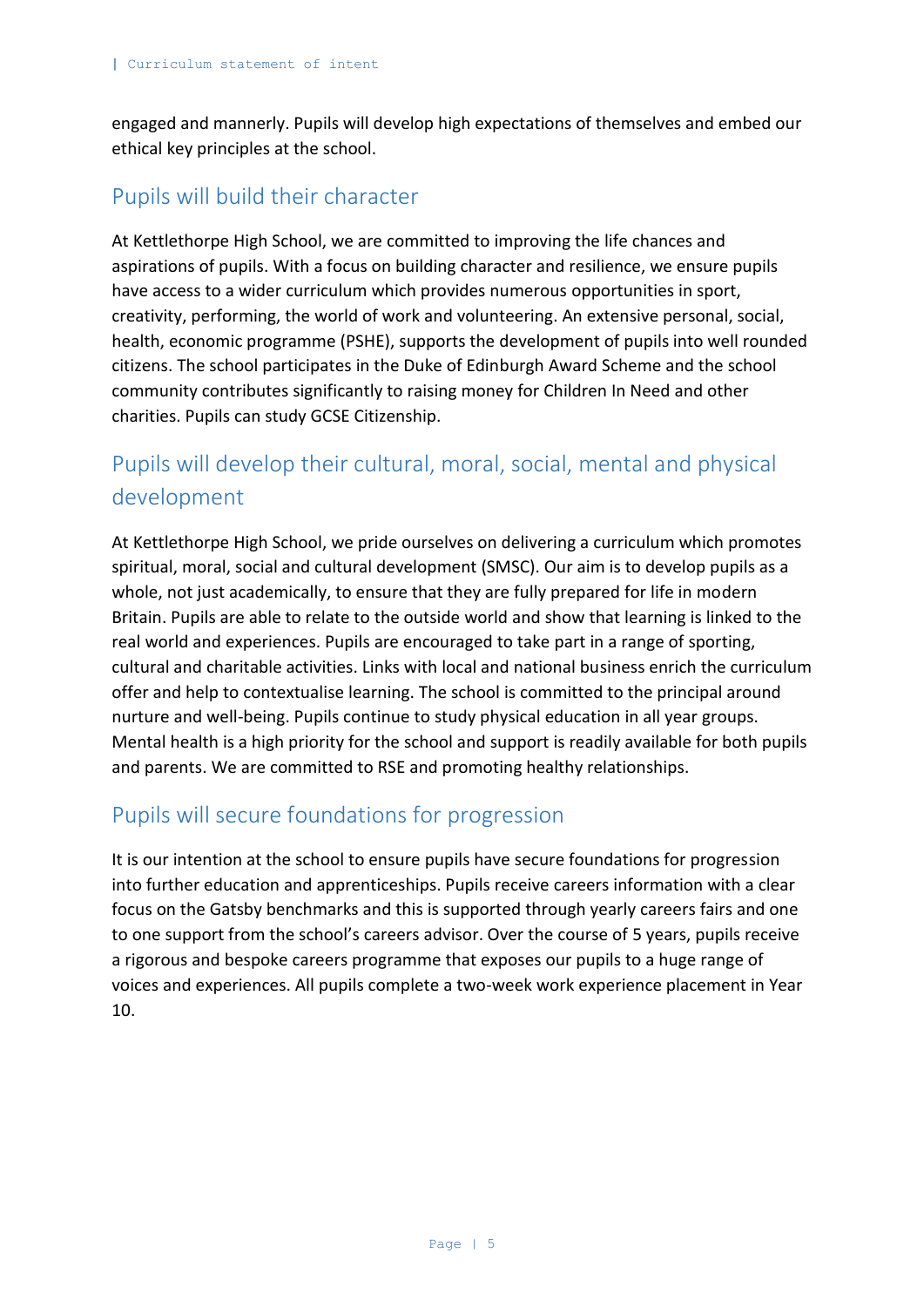engaged and mannerly. Pupils will develop high expectations of themselves and embed our ethical key principles at the school.

## Pupils will build their character

At Kettlethorpe High School, we are committed to improving the life chances and aspirations of pupils. With a focus on building character and resilience, we ensure pupils have access to a wider curriculum which provides numerous opportunities in sport, creativity, performing, the world of work and volunteering. An extensive personal, social, health, economic programme (PSHE), supports the development of pupils into well rounded citizens. The school participates in the Duke of Edinburgh Award Scheme and the school community contributes significantly to raising money for Children In Need and other charities. Pupils can study GCSE Citizenship.

## Pupils will develop their cultural, moral, social, mental and physical development

At Kettlethorpe High School, we pride ourselves on delivering a curriculum which promotes spiritual, moral, social and cultural development (SMSC). Our aim is to develop pupils as a whole, not just academically, to ensure that they are fully prepared for life in modern Britain. Pupils are able to relate to the outside world and show that learning is linked to the real world and experiences. Pupils are encouraged to take part in a range of sporting, cultural and charitable activities. Links with local and national business enrich the curriculum offer and help to contextualise learning. The school is committed to the principal around nurture and well-being. Pupils continue to study physical education in all year groups. Mental health is a high priority for the school and support is readily available for both pupils and parents. We are committed to RSE and promoting healthy relationships.

## Pupils will secure foundations for progression

It is our intention at the school to ensure pupils have secure foundations for progression into further education and apprenticeships. Pupils receive careers information with a clear focus on the Gatsby benchmarks and this is supported through yearly careers fairs and one to one support from the school's careers advisor. Over the course of 5 years, pupils receive a rigorous and bespoke careers programme that exposes our pupils to a huge range of voices and experiences. All pupils complete a two-week work experience placement in Year 10.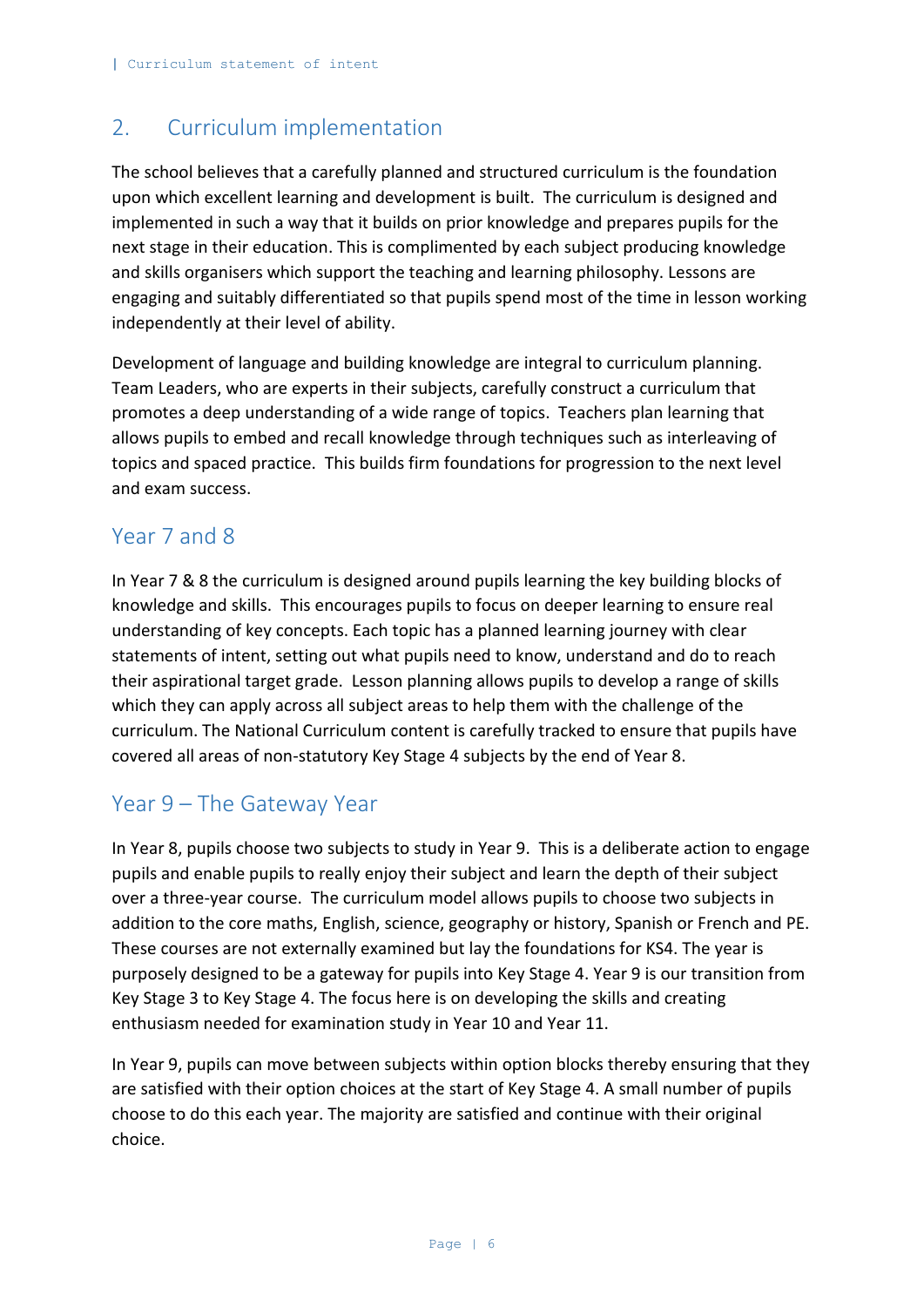## 2. Curriculum implementation

The school believes that a carefully planned and structured curriculum is the foundation upon which excellent learning and development is built. The curriculum is designed and implemented in such a way that it builds on prior knowledge and prepares pupils for the next stage in their education. This is complimented by each subject producing knowledge and skills organisers which support the teaching and learning philosophy. Lessons are engaging and suitably differentiated so that pupils spend most of the time in lesson working independently at their level of ability.

Development of language and building knowledge are integral to curriculum planning. Team Leaders, who are experts in their subjects, carefully construct a curriculum that promotes a deep understanding of a wide range of topics. Teachers plan learning that allows pupils to embed and recall knowledge through techniques such as interleaving of topics and spaced practice. This builds firm foundations for progression to the next level and exam success.

### Year 7 and 8

In Year 7 & 8 the curriculum is designed around pupils learning the key building blocks of knowledge and skills. This encourages pupils to focus on deeper learning to ensure real understanding of key concepts. Each topic has a planned learning journey with clear statements of intent, setting out what pupils need to know, understand and do to reach their aspirational target grade. Lesson planning allows pupils to develop a range of skills which they can apply across all subject areas to help them with the challenge of the curriculum. The National Curriculum content is carefully tracked to ensure that pupils have covered all areas of non-statutory Key Stage 4 subjects by the end of Year 8.

### Year 9 – The Gateway Year

In Year 8, pupils choose two subjects to study in Year 9. This is a deliberate action to engage pupils and enable pupils to really enjoy their subject and learn the depth of their subject over a three-year course. The curriculum model allows pupils to choose two subjects in addition to the core maths, English, science, geography or history, Spanish or French and PE. These courses are not externally examined but lay the foundations for KS4. The year is purposely designed to be a gateway for pupils into Key Stage 4. Year 9 is our transition from Key Stage 3 to Key Stage 4. The focus here is on developing the skills and creating enthusiasm needed for examination study in Year 10 and Year 11.

In Year 9, pupils can move between subjects within option blocks thereby ensuring that they are satisfied with their option choices at the start of Key Stage 4. A small number of pupils choose to do this each year. The majority are satisfied and continue with their original choice.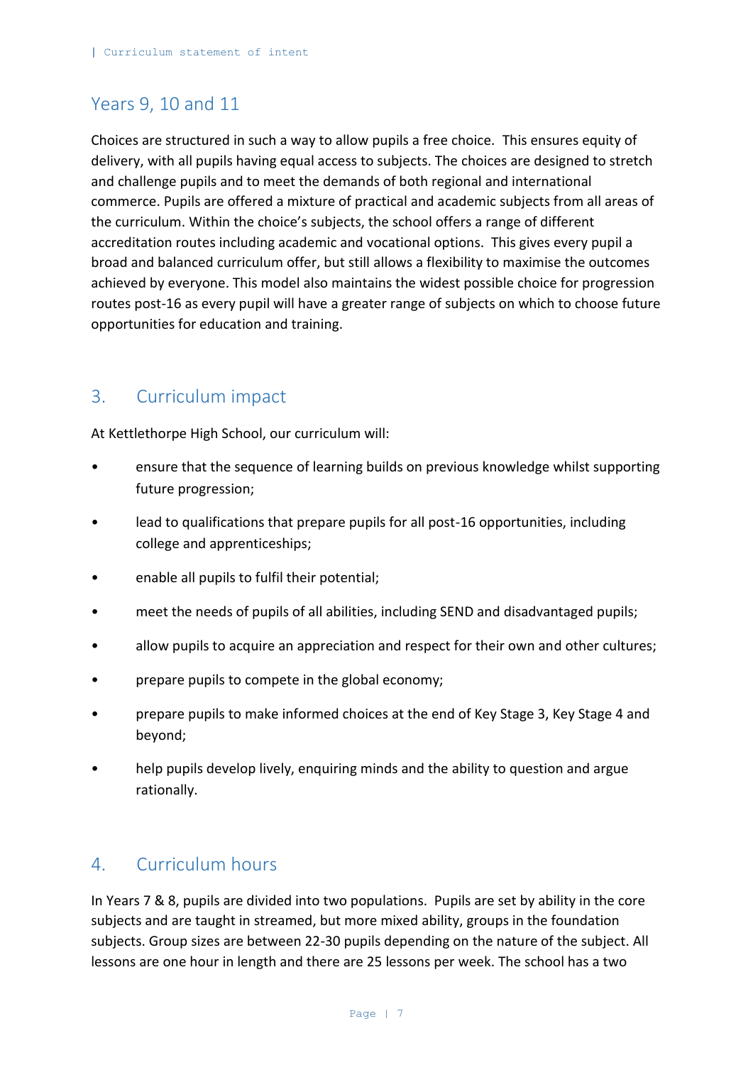## Years 9, 10 and 11

Choices are structured in such a way to allow pupils a free choice. This ensures equity of delivery, with all pupils having equal access to subjects. The choices are designed to stretch and challenge pupils and to meet the demands of both regional and international commerce. Pupils are offered a mixture of practical and academic subjects from all areas of the curriculum. Within the choice's subjects, the school offers a range of different accreditation routes including academic and vocational options. This gives every pupil a broad and balanced curriculum offer, but still allows a flexibility to maximise the outcomes achieved by everyone. This model also maintains the widest possible choice for progression routes post-16 as every pupil will have a greater range of subjects on which to choose future opportunities for education and training.

## 3. Curriculum impact

At Kettlethorpe High School, our curriculum will:

- ensure that the sequence of learning builds on previous knowledge whilst supporting future progression;
- lead to qualifications that prepare pupils for all post-16 opportunities, including college and apprenticeships;
- enable all pupils to fulfil their potential;
- meet the needs of pupils of all abilities, including SEND and disadvantaged pupils;
- allow pupils to acquire an appreciation and respect for their own and other cultures;
- prepare pupils to compete in the global economy;
- prepare pupils to make informed choices at the end of Key Stage 3, Key Stage 4 and beyond;
- help pupils develop lively, enquiring minds and the ability to question and argue rationally.

## 4. Curriculum hours

In Years 7 & 8, pupils are divided into two populations. Pupils are set by ability in the core subjects and are taught in streamed, but more mixed ability, groups in the foundation subjects. Group sizes are between 22-30 pupils depending on the nature of the subject. All lessons are one hour in length and there are 25 lessons per week. The school has a two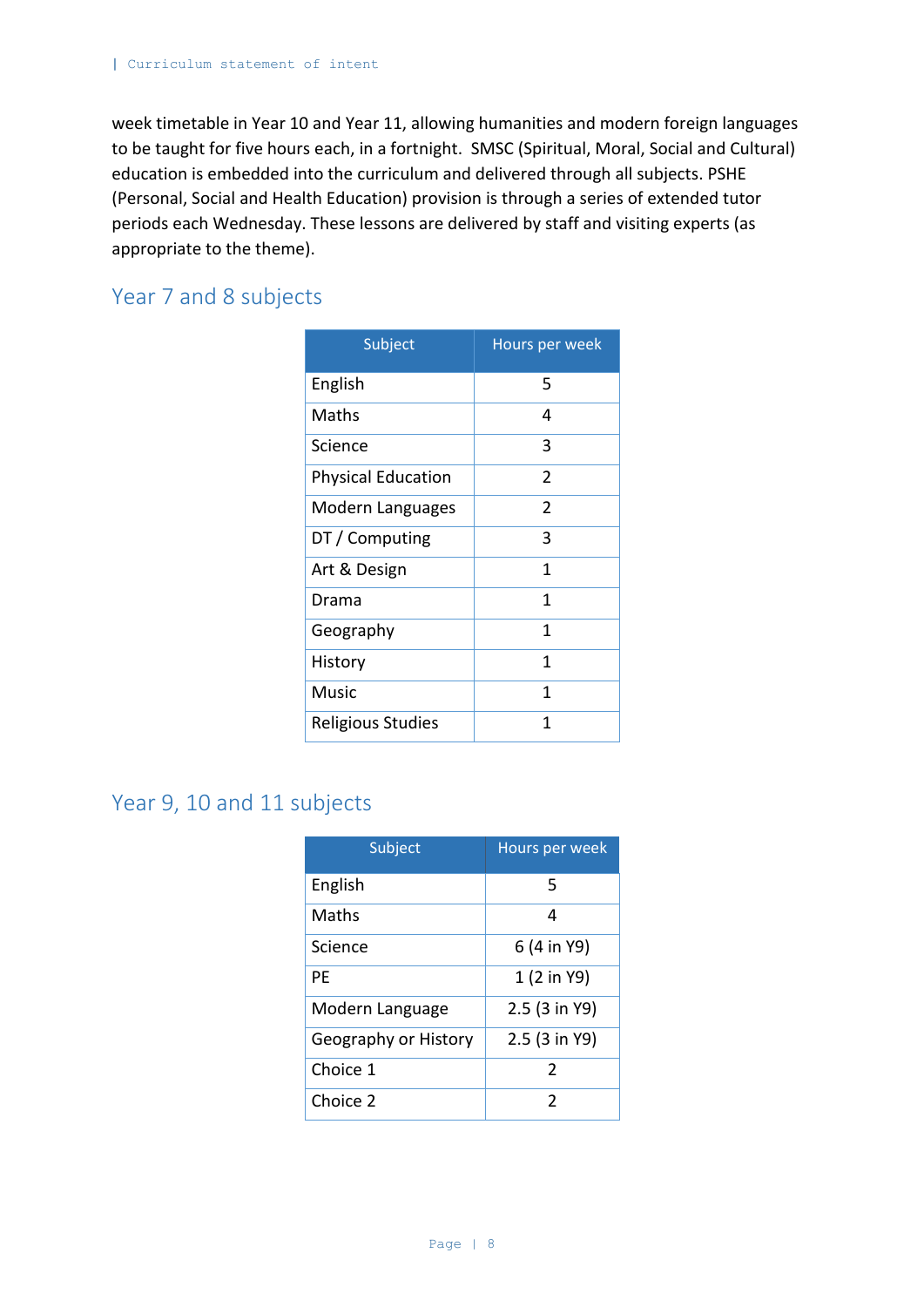week timetable in Year 10 and Year 11, allowing humanities and modern foreign languages to be taught for five hours each, in a fortnight. SMSC (Spiritual, Moral, Social and Cultural) education is embedded into the curriculum and delivered through all subjects. PSHE (Personal, Social and Health Education) provision is through a series of extended tutor periods each Wednesday. These lessons are delivered by staff and visiting experts (as appropriate to the theme).

## Year 7 and 8 subjects

| Subject | Hours per week |
|---|---|
| English | 5 |
| Maths | 4 |
| Science | 3 |
| Physical Education | 2 |
| Modern Languages | 2 |
| DT / Computing | 3 |
| Art & Design | 1 |
| Drama | 1 |
| Geography | 1 |
| History | 1 |
| Music | 1 |
| Religious Studies | 1 |

## Year 9, 10 and 11 subjects

| Subject | Hours per week |
|---|---|
| English | 5 |
| Maths | 4 |
| Science | 6 (4 in Y9) |
| PE | 1 (2 in Y9) |
| Modern Language | 2.5 (3 in Y9) |
| Geography or History | 2.5 (3 in Y9) |
| Choice 1 | 2 |
| Choice 2 | 2 |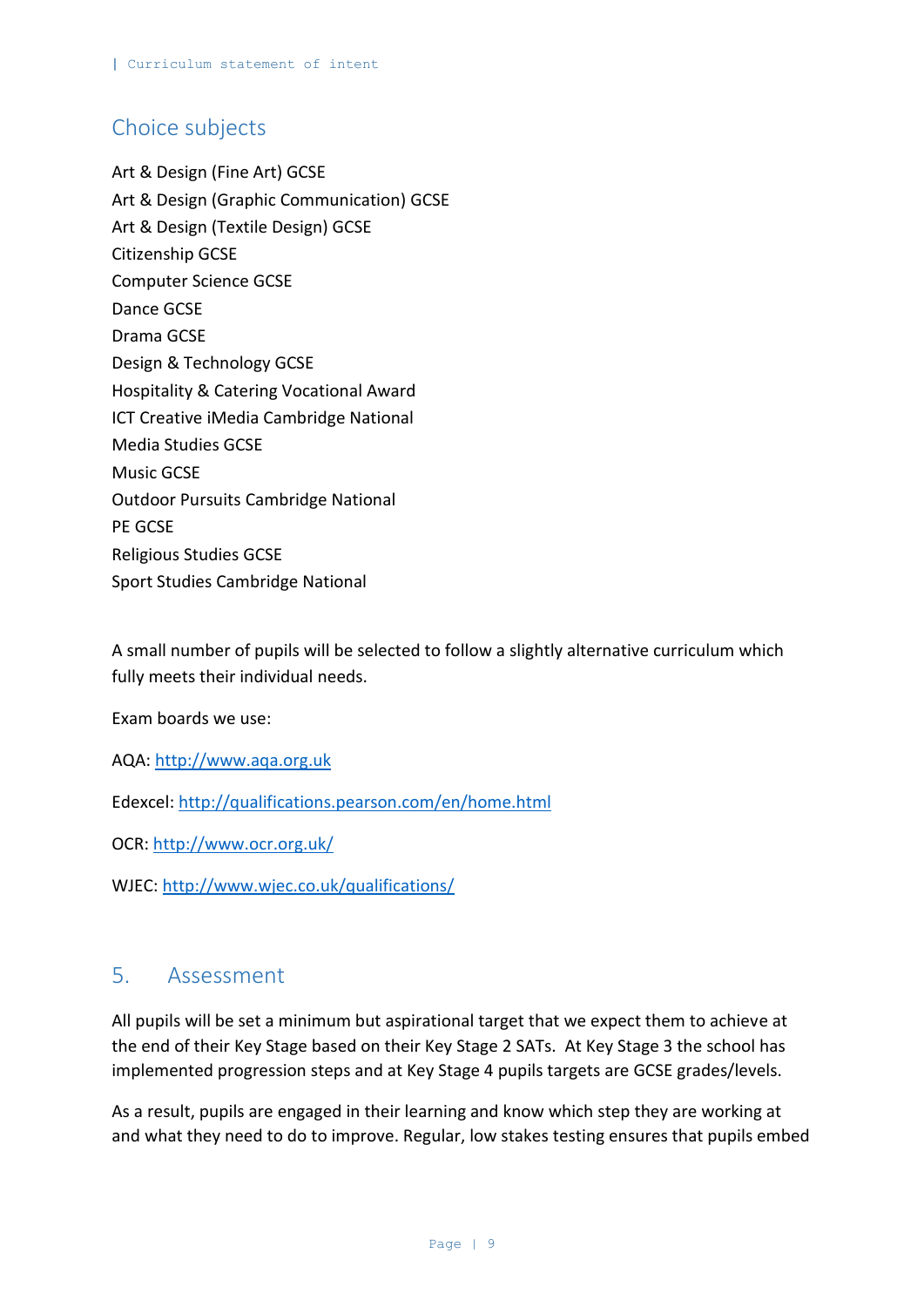## Choice subjects

Art & Design (Fine Art) GCSE
Art & Design (Graphic Communication) GCSE
Art & Design (Textile Design) GCSE
Citizenship GCSE
Computer Science GCSE
Dance GCSE
Drama GCSE
Design & Technology GCSE
Hospitality & Catering Vocational Award
ICT Creative iMedia Cambridge National
Media Studies GCSE
Music GCSE
Outdoor Pursuits Cambridge National
PE GCSE
Religious Studies GCSE
Sport Studies Cambridge National

A small number of pupils will be selected to follow a slightly alternative curriculum which fully meets their individual needs.

Exam boards we use:

AQA: http://www.aqa.org.uk

Edexcel: http://qualifications.pearson.com/en/home.html

OCR: http://www.ocr.org.uk/

WJEC: http://www.wjec.co.uk/qualifications/

## 5. Assessment

All pupils will be set a minimum but aspirational target that we expect them to achieve at the end of their Key Stage based on their Key Stage 2 SATs. At Key Stage 3 the school has implemented progression steps and at Key Stage 4 pupils targets are GCSE grades/levels.

As a result, pupils are engaged in their learning and know which step they are working at and what they need to do to improve. Regular, low stakes testing ensures that pupils embed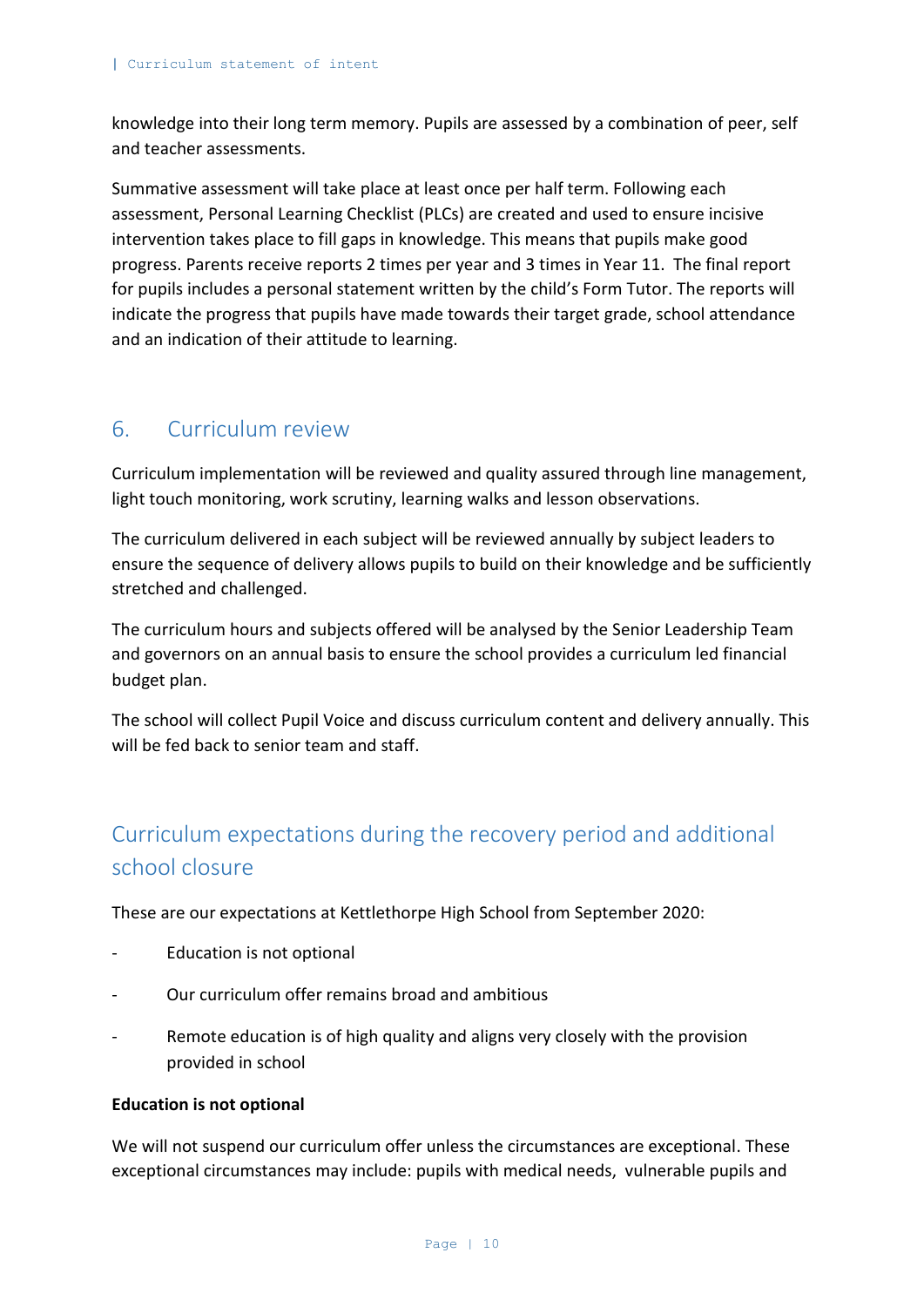knowledge into their long term memory. Pupils are assessed by a combination of peer, self and teacher assessments.

Summative assessment will take place at least once per half term. Following each assessment, Personal Learning Checklist (PLCs) are created and used to ensure incisive intervention takes place to fill gaps in knowledge. This means that pupils make good progress. Parents receive reports 2 times per year and 3 times in Year 11. The final report for pupils includes a personal statement written by the child's Form Tutor. The reports will indicate the progress that pupils have made towards their target grade, school attendance and an indication of their attitude to learning.

## 6. Curriculum review

Curriculum implementation will be reviewed and quality assured through line management, light touch monitoring, work scrutiny, learning walks and lesson observations.

The curriculum delivered in each subject will be reviewed annually by subject leaders to ensure the sequence of delivery allows pupils to build on their knowledge and be sufficiently stretched and challenged.

The curriculum hours and subjects offered will be analysed by the Senior Leadership Team and governors on an annual basis to ensure the school provides a curriculum led financial budget plan.

The school will collect Pupil Voice and discuss curriculum content and delivery annually. This will be fed back to senior team and staff.

## Curriculum expectations during the recovery period and additional school closure

These are our expectations at Kettlethorpe High School from September 2020:

- Education is not optional
- Our curriculum offer remains broad and ambitious
- Remote education is of high quality and aligns very closely with the provision provided in school

**Education is not optional**

We will not suspend our curriculum offer unless the circumstances are exceptional. These exceptional circumstances may include: pupils with medical needs, vulnerable pupils and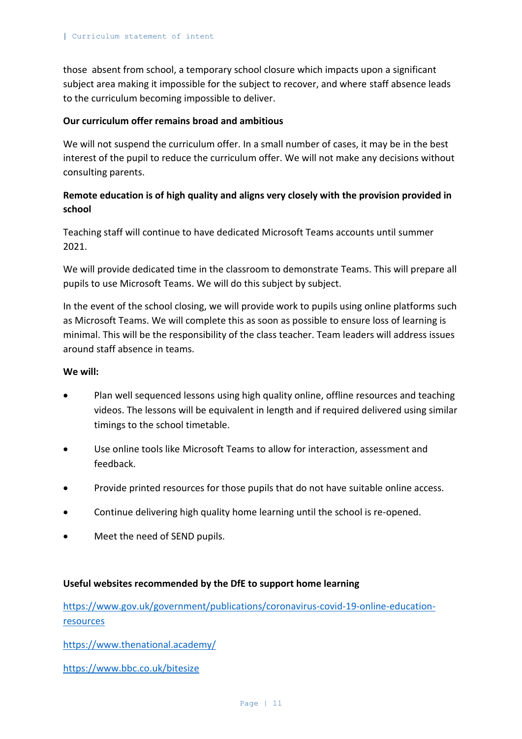those  absent from school, a temporary school closure which impacts upon a significant subject area making it impossible for the subject to recover, and where staff absence leads to the curriculum becoming impossible to deliver.

**Our curriculum offer remains broad and ambitious**

We will not suspend the curriculum offer. In a small number of cases, it may be in the best interest of the pupil to reduce the curriculum offer. We will not make any decisions without consulting parents.

**Remote education is of high quality and aligns very closely with the provision provided in school**

Teaching staff will continue to have dedicated Microsoft Teams accounts until summer 2021.

We will provide dedicated time in the classroom to demonstrate Teams. This will prepare all pupils to use Microsoft Teams. We will do this subject by subject.

In the event of the school closing, we will provide work to pupils using online platforms such as Microsoft Teams. We will complete this as soon as possible to ensure loss of learning is minimal. This will be the responsibility of the class teacher. Team leaders will address issues around staff absence in teams.

**We will:**

- Plan well sequenced lessons using high quality online, offline resources and teaching videos. The lessons will be equivalent in length and if required delivered using similar timings to the school timetable.
- Use online tools like Microsoft Teams to allow for interaction, assessment and feedback.
- Provide printed resources for those pupils that do not have suitable online access.
- Continue delivering high quality home learning until the school is re-opened.
- Meet the need of SEND pupils.

**Useful websites recommended by the DfE to support home learning**

https://www.gov.uk/government/publications/coronavirus-covid-19-online-education-resources

https://www.thenational.academy/

https://www.bbc.co.uk/bitesize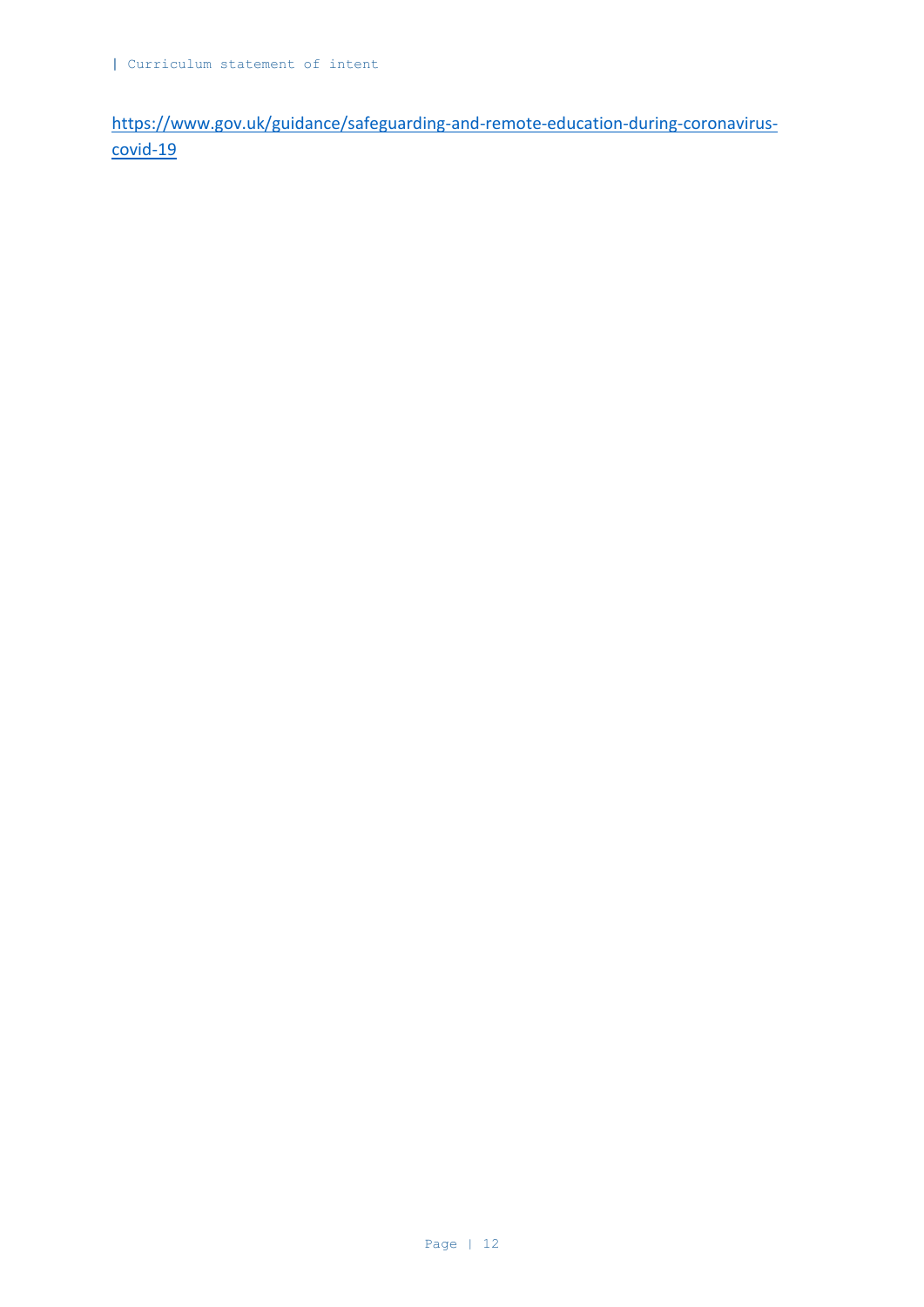https://www.gov.uk/guidance/safeguarding-and-remote-education-during-coronavirus-covid-19